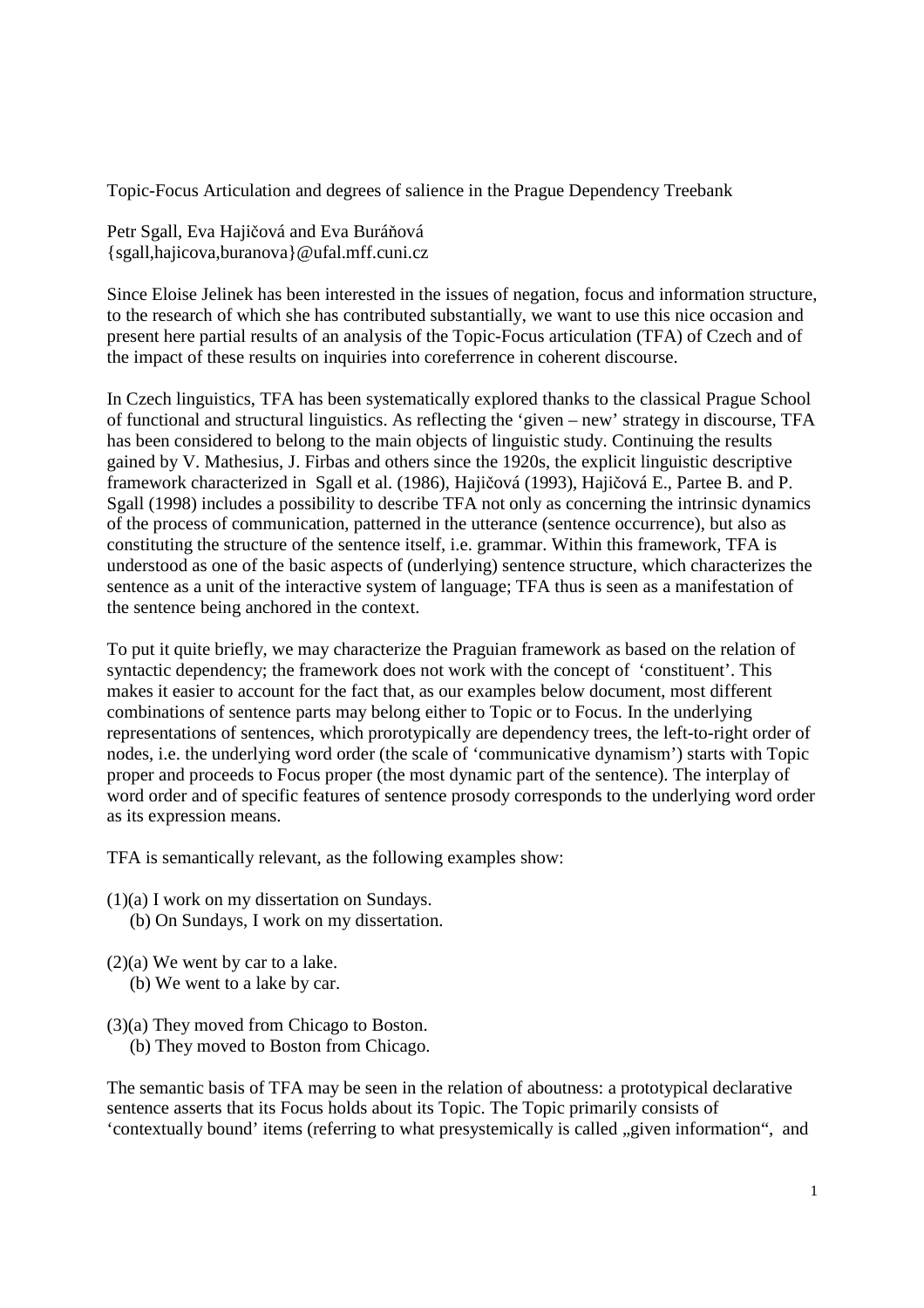# Topic-Focus Articulation and degrees of salience in the Prague Dependency Treebank

Petr Sgall, Eva Hajičová and Eva Buráňová
{sgall,hajicova,buranova}@ufal.mff.cuni.cz

Since Eloise Jelinek has been interested in the issues of negation, focus and information structure, to the research of which she has contributed substantially, we want to use this nice occasion and present here partial results of an analysis of the Topic-Focus articulation (TFA) of Czech and of the impact of these results on inquiries into coreferrence in coherent discourse.

In Czech linguistics, TFA has been systematically explored thanks to the classical Prague School of functional and structural linguistics. As reflecting the 'given – new' strategy in discourse, TFA has been considered to belong to the main objects of linguistic study. Continuing the results gained by V. Mathesius, J. Firbas and others since the 1920s, the explicit linguistic descriptive framework characterized in Sgall et al. (1986), Hajičová (1993), Hajičová E., Partee B. and P. Sgall (1998) includes a possibility to describe TFA not only as concerning the intrinsic dynamics of the process of communication, patterned in the utterance (sentence occurrence), but also as constituting the structure of the sentence itself, i.e. grammar. Within this framework, TFA is understood as one of the basic aspects of (underlying) sentence structure, which characterizes the sentence as a unit of the interactive system of language; TFA thus is seen as a manifestation of the sentence being anchored in the context.

To put it quite briefly, we may characterize the Praguian framework as based on the relation of syntactic dependency; the framework does not work with the concept of 'constituent'. This makes it easier to account for the fact that, as our examples below document, most different combinations of sentence parts may belong either to Topic or to Focus. In the underlying representations of sentences, which prorotypically are dependency trees, the left-to-right order of nodes, i.e. the underlying word order (the scale of 'communicative dynamism') starts with Topic proper and proceeds to Focus proper (the most dynamic part of the sentence). The interplay of word order and of specific features of sentence prosody corresponds to the underlying word order as its expression means.

TFA is semantically relevant, as the following examples show:

(1)(a) I work on my dissertation on Sundays.
   (b) On Sundays, I work on my dissertation.

(2)(a) We went by car to a lake.
   (b) We went to a lake by car.

(3)(a) They moved from Chicago to Boston.
   (b) They moved to Boston from Chicago.

The semantic basis of TFA may be seen in the relation of aboutness: a prototypical declarative sentence asserts that its Focus holds about its Topic. The Topic primarily consists of 'contextually bound' items (referring to what presystemically is called „given information", and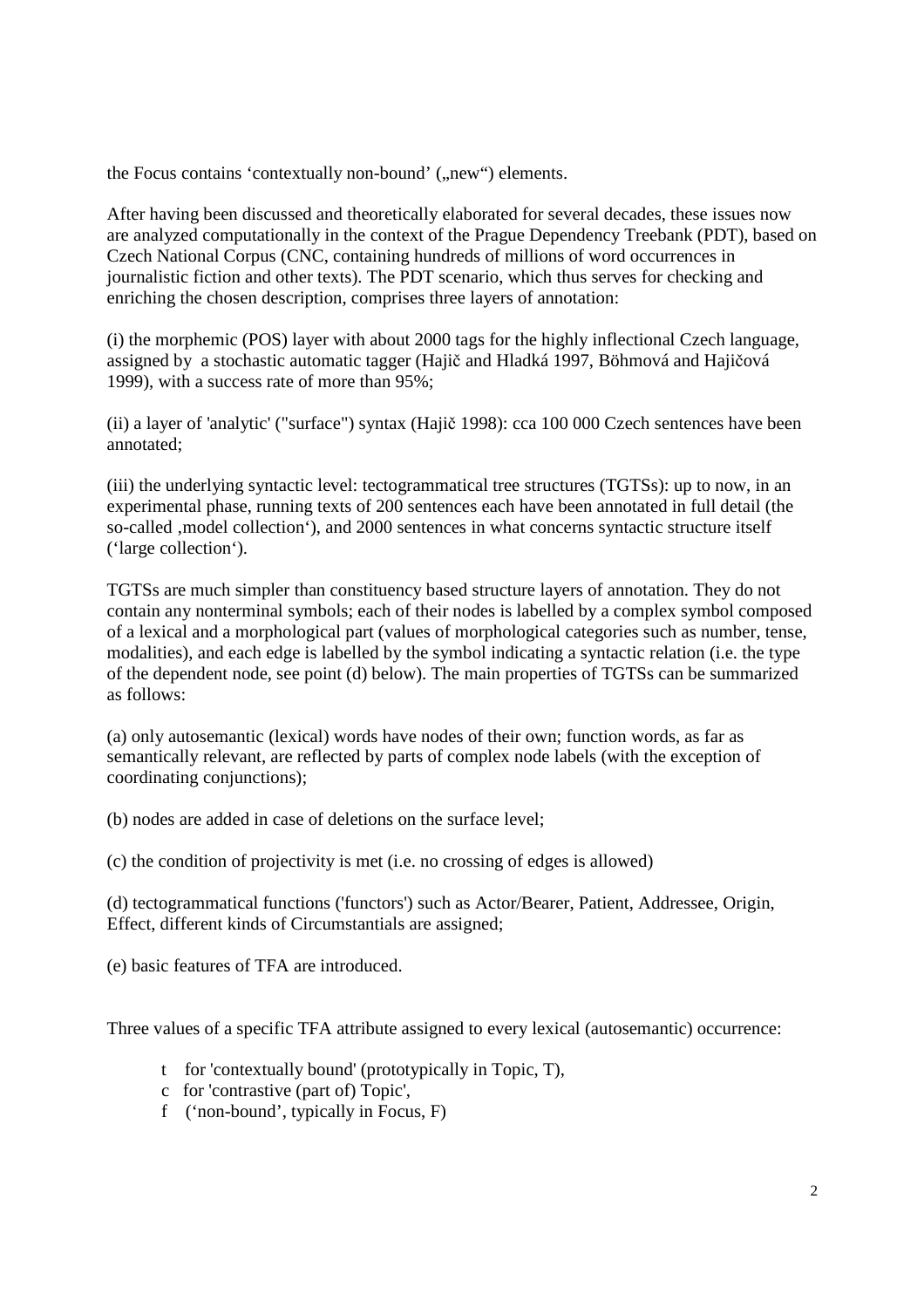the Focus contains 'contextually non-bound' („new") elements.

After having been discussed and theoretically elaborated for several decades, these issues now are analyzed computationally in the context of the Prague Dependency Treebank (PDT), based on Czech National Corpus (CNC, containing hundreds of millions of word occurrences in journalistic fiction and other texts). The PDT scenario, which thus serves for checking and enriching the chosen description, comprises three layers of annotation:

(i) the morphemic (POS) layer with about 2000 tags for the highly inflectional Czech language, assigned by a stochastic automatic tagger (Hajič and Hladká 1997, Böhmová and Hajičová 1999), with a success rate of more than 95%;

(ii) a layer of 'analytic' ("surface") syntax (Hajič 1998): cca 100 000 Czech sentences have been annotated;

(iii) the underlying syntactic level: tectogrammatical tree structures (TGTSs): up to now, in an experimental phase, running texts of 200 sentences each have been annotated in full detail (the so-called ‚model collection'), and 2000 sentences in what concerns syntactic structure itself ('large collection').

TGTSs are much simpler than constituency based structure layers of annotation. They do not contain any nonterminal symbols; each of their nodes is labelled by a complex symbol composed of a lexical and a morphological part (values of morphological categories such as number, tense, modalities), and each edge is labelled by the symbol indicating a syntactic relation (i.e. the type of the dependent node, see point (d) below). The main properties of TGTSs can be summarized as follows:

(a) only autosemantic (lexical) words have nodes of their own; function words, as far as semantically relevant, are reflected by parts of complex node labels (with the exception of coordinating conjunctions);

(b) nodes are added in case of deletions on the surface level;

(c) the condition of projectivity is met (i.e. no crossing of edges is allowed)

(d) tectogrammatical functions ('functors') such as Actor/Bearer, Patient, Addressee, Origin, Effect, different kinds of Circumstantials are assigned;

(e) basic features of TFA are introduced.

Three values of a specific TFA attribute assigned to every lexical (autosemantic) occurrence:

- t for 'contextually bound' (prototypically in Topic, T),
- c for 'contrastive (part of) Topic',
- f ('non-bound', typically in Focus, F)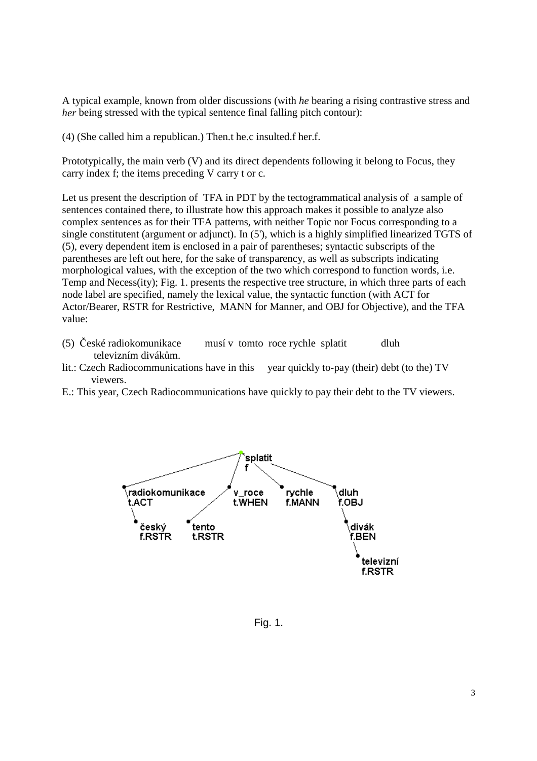A typical example, known from older discussions (with *he* bearing a rising contrastive stress and *her* being stressed with the typical sentence final falling pitch contour):

(4) (She called him a republican.) Then.t he.c insulted.f her.f.

Prototypically, the main verb (V) and its direct dependents following it belong to Focus, they carry index f; the items preceding V carry t or c.

Let us present the description of TFA in PDT by the tectogrammatical analysis of a sample of sentences contained there, to illustrate how this approach makes it possible to analyze also complex sentences as for their TFA patterns, with neither Topic nor Focus corresponding to a single constitutent (argument or adjunct). In (5'), which is a highly simplified linearized TGTS of (5), every dependent item is enclosed in a pair of parentheses; syntactic subscripts of the parentheses are left out here, for the sake of transparency, as well as subscripts indicating morphological values, with the exception of the two which correspond to function words, i.e. Temp and Necess(ity); Fig. 1. presents the respective tree structure, in which three parts of each node label are specified, namely the lexical value, the syntactic function (with ACT for Actor/Bearer, RSTR for Restrictive, MANN for Manner, and OBJ for Objective), and the TFA value:

(5) České radiokomunikace musí v tomto roce rychle splatit dluh televizním divákům.

lit.: Czech Radiocommunications have in this year quickly to-pay (their) debt (to the) TV viewers.

E.: This year, Czech Radiocommunications have quickly to pay their debt to the TV viewers.

```
splatit f
├── radiokomunikace t.ACT
│   └── český f.RSTR
├── v_roce t.WHEN
│   └── tento t.RSTR
├── rychle f.MANN
└── dluh f.OBJ
    └── divák f.BEN
        └── televizní f.RSTR
```

Fig. 1.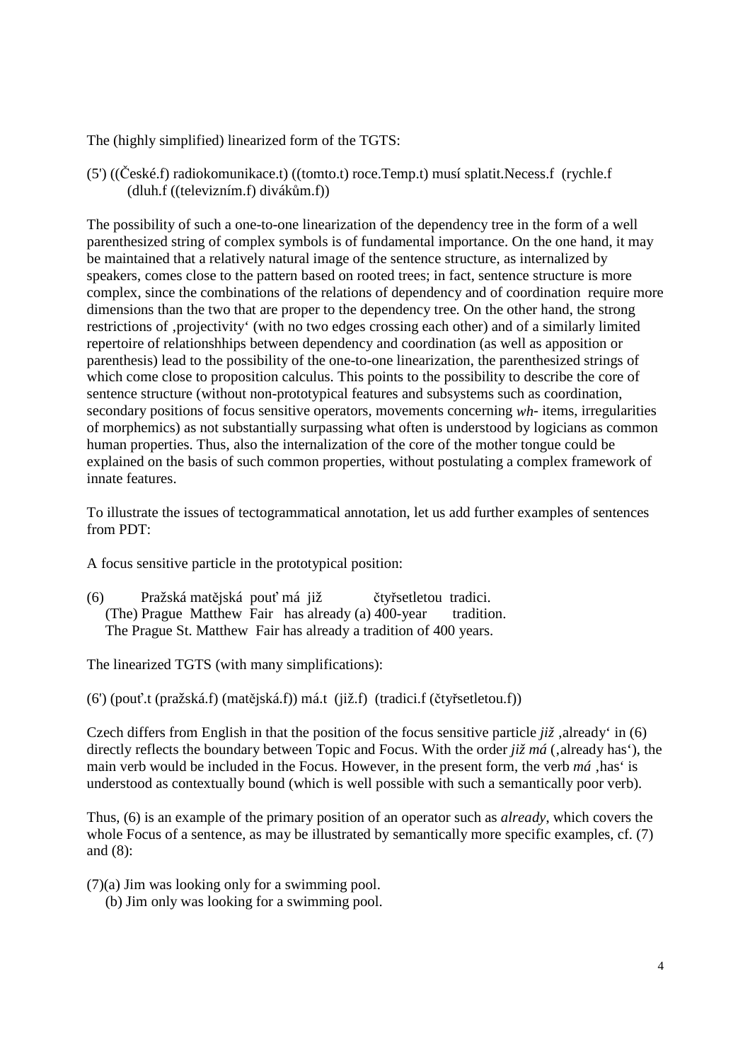The (highly simplified) linearized form of the TGTS:

(5') ((České.f) radiokomunikace.t) ((tomto.t) roce.Temp.t) musí splatit.Necess.f (rychle.f
(dluh.f ((televizním.f) divákům.f))

The possibility of such a one-to-one linearization of the dependency tree in the form of a well parenthesized string of complex symbols is of fundamental importance. On the one hand, it may be maintained that a relatively natural image of the sentence structure, as internalized by speakers, comes close to the pattern based on rooted trees; in fact, sentence structure is more complex, since the combinations of the relations of dependency and of coordination require more dimensions than the two that are proper to the dependency tree. On the other hand, the strong restrictions of ‚projectivity' (with no two edges crossing each other) and of a similarly limited repertoire of relationshhips between dependency and coordination (as well as apposition or parenthesis) lead to the possibility of the one-to-one linearization, the parenthesized strings of which come close to proposition calculus. This points to the possibility to describe the core of sentence structure (without non-prototypical features and subsystems such as coordination, secondary positions of focus sensitive operators, movements concerning *wh-* items, irregularities of morphemics) as not substantially surpassing what often is understood by logicians as common human properties. Thus, also the internalization of the core of the mother tongue could be explained on the basis of such common properties, without postulating a complex framework of innate features.

To illustrate the issues of tectogrammatical annotation, let us add further examples of sentences from PDT:

A focus sensitive particle in the prototypical position:

(6) Pražská matějská pouť má již čtyřsetletou tradici.
(The) Prague Matthew Fair has already (a) 400-year tradition.
The Prague St. Matthew Fair has already a tradition of 400 years.

The linearized TGTS (with many simplifications):

(6') (pouť.t (pražská.f) (matějská.f)) má.t (již.f) (tradici.f (čtyřsetletou.f))

Czech differs from English in that the position of the focus sensitive particle *již* ‚already' in (6) directly reflects the boundary between Topic and Focus. With the order *již má* (‚already has'), the main verb would be included in the Focus. However, in the present form, the verb *má* ‚has' is understood as contextually bound (which is well possible with such a semantically poor verb).

Thus, (6) is an example of the primary position of an operator such as *already*, which covers the whole Focus of a sentence, as may be illustrated by semantically more specific examples, cf. (7) and (8):

(7)(a) Jim was looking only for a swimming pool.
(b) Jim only was looking for a swimming pool.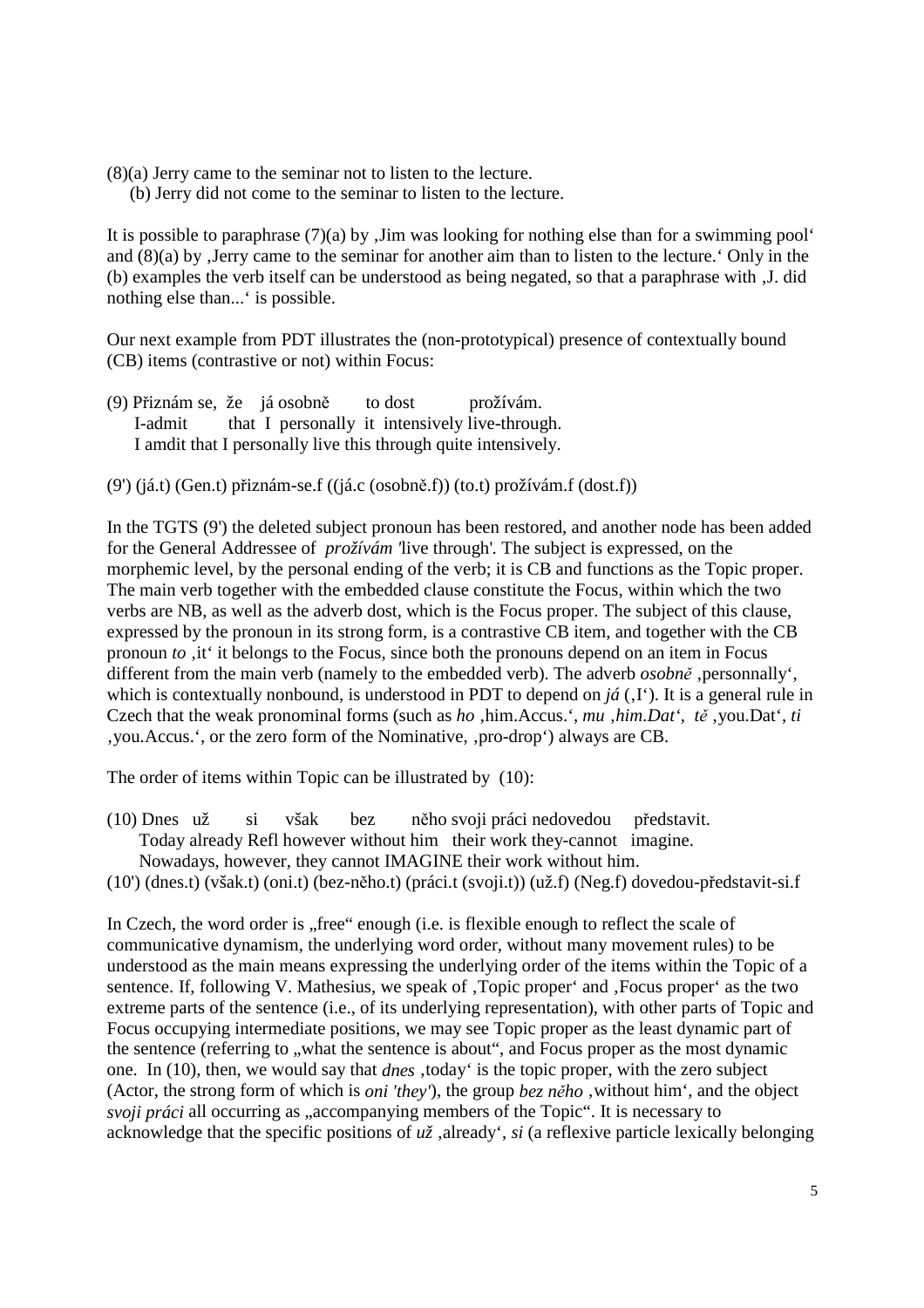(8)(a) Jerry came to the seminar not to listen to the lecture.
    (b) Jerry did not come to the seminar to listen to the lecture.

It is possible to paraphrase (7)(a) by ‚Jim was looking for nothing else than for a swimming pool' and (8)(a) by ‚Jerry came to the seminar for another aim than to listen to the lecture.' Only in the (b) examples the verb itself can be understood as being negated, so that a paraphrase with ‚J. did nothing else than...' is possible.

Our next example from PDT illustrates the (non-prototypical) presence of contextually bound (CB) items (contrastive or not) within Focus:

(9) Přiznám se,  že   já osobně      to dost          prožívám.
     I-admit        that  I  personally  it  intensively live-through.
     I amdit that I personally live this through quite intensively.

(9') (já.t) (Gen.t) přiznám-se.f ((já.c (osobně.f)) (to.t) prožívám.f (dost.f))

In the TGTS (9') the deleted subject pronoun has been restored, and another node has been added for the General Addressee of *prožívám* 'live through'. The subject is expressed, on the morphemic level, by the personal ending of the verb; it is CB and functions as the Topic proper. The main verb together with the embedded clause constitute the Focus, within which the two verbs are NB, as well as the adverb dost, which is the Focus proper. The subject of this clause, expressed by the pronoun in its strong form, is a contrastive CB item, and together with the CB pronoun *to* ‚it' it belongs to the Focus, since both the pronouns depend on an item in Focus different from the main verb (namely to the embedded verb). The adverb *osobně* ‚personnally', which is contextually nonbound, is understood in PDT to depend on *já* (‚I'). It is a general rule in Czech that the weak pronominal forms (such as *ho* ‚him.Accus.', *mu* ‚*him.Dat*', *tě* ‚you.Dat', *ti* ‚you.Accus.', or the zero form of the Nominative, ‚pro-drop') always are CB.

The order of items within Topic can be illustrated by (10):

(10) Dnes  už        si     však      bez       něho svoji práci nedovedou     představit.
       Today already Refl however without him   their work they-cannot   imagine.
       Nowadays, however, they cannot IMAGINE their work without him.
(10') (dnes.t) (však.t) (oni.t) (bez-něho.t) (práci.t (svoji.t)) (už.f) (Neg.f) dovedou-představit-si.f

In Czech, the word order is „free" enough (i.e. is flexible enough to reflect the scale of communicative dynamism, the underlying word order, without many movement rules) to be understood as the main means expressing the underlying order of the items within the Topic of a sentence. If, following V. Mathesius, we speak of ‚Topic proper' and ‚Focus proper' as the two extreme parts of the sentence (i.e., of its underlying representation), with other parts of Topic and Focus occupying intermediate positions, we may see Topic proper as the least dynamic part of the sentence (referring to „what the sentence is about", and Focus proper as the most dynamic one. In (10), then, we would say that *dnes* ‚today' is the topic proper, with the zero subject (Actor, the strong form of which is *oni 'they'*), the group *bez něho* ‚without him', and the object *svoji práci* all occurring as „accompanying members of the Topic". It is necessary to acknowledge that the specific positions of *už* ‚already', *si* (a reflexive particle lexically belonging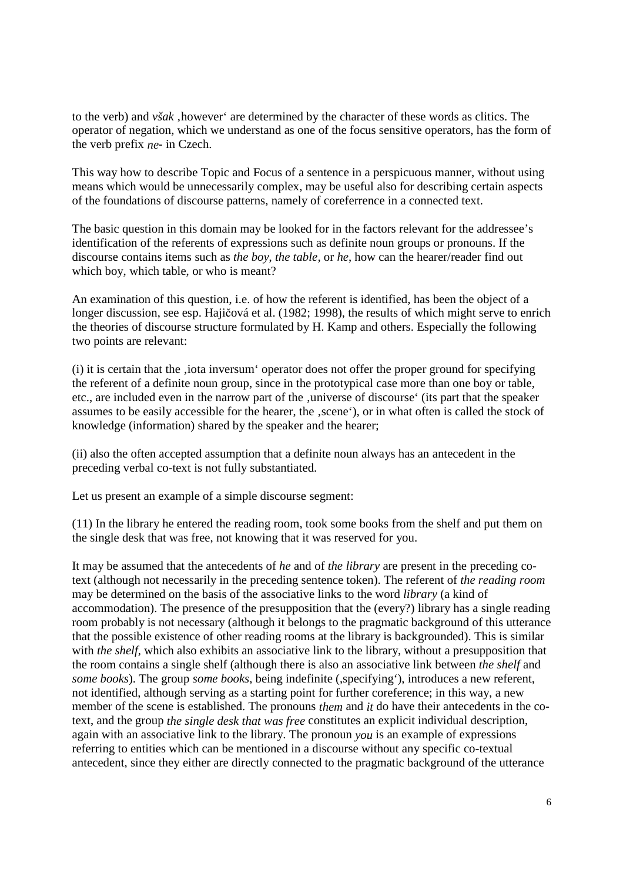to the verb) and *však* ‚however' are determined by the character of these words as clitics. The operator of negation, which we understand as one of the focus sensitive operators, has the form of the verb prefix *ne-* in Czech.

This way how to describe Topic and Focus of a sentence in a perspicuous manner, without using means which would be unnecessarily complex, may be useful also for describing certain aspects of the foundations of discourse patterns, namely of coreferrence in a connected text.

The basic question in this domain may be looked for in the factors relevant for the addressee's identification of the referents of expressions such as definite noun groups or pronouns. If the discourse contains items such as *the boy*, *the table*, or *he*, how can the hearer/reader find out which boy, which table, or who is meant?

An examination of this question, i.e. of how the referent is identified, has been the object of a longer discussion, see esp. Hajičová et al. (1982; 1998), the results of which might serve to enrich the theories of discourse structure formulated by H. Kamp and others. Especially the following two points are relevant:

(i) it is certain that the ‚iota inversum' operator does not offer the proper ground for specifying the referent of a definite noun group, since in the prototypical case more than one boy or table, etc., are included even in the narrow part of the ‚universe of discourse' (its part that the speaker assumes to be easily accessible for the hearer, the ‚scene'), or in what often is called the stock of knowledge (information) shared by the speaker and the hearer;

(ii) also the often accepted assumption that a definite noun always has an antecedent in the preceding verbal co-text is not fully substantiated.

Let us present an example of a simple discourse segment:

(11) In the library he entered the reading room, took some books from the shelf and put them on the single desk that was free, not knowing that it was reserved for you.

It may be assumed that the antecedents of *he* and of *the library* are present in the preceding co-text (although not necessarily in the preceding sentence token). The referent of *the reading room* may be determined on the basis of the associative links to the word *library* (a kind of accommodation). The presence of the presupposition that the (every?) library has a single reading room probably is not necessary (although it belongs to the pragmatic background of this utterance that the possible existence of other reading rooms at the library is backgrounded). This is similar with *the shelf*, which also exhibits an associative link to the library, without a presupposition that the room contains a single shelf (although there is also an associative link between *the shelf* and *some books*). The group *some books*, being indefinite (‚specifying'), introduces a new referent, not identified, although serving as a starting point for further coreference; in this way, a new member of the scene is established. The pronouns *them* and *it* do have their antecedents in the co-text, and the group *the single desk that was free* constitutes an explicit individual description, again with an associative link to the library. The pronoun *you* is an example of expressions referring to entities which can be mentioned in a discourse without any specific co-textual antecedent, since they either are directly connected to the pragmatic background of the utterance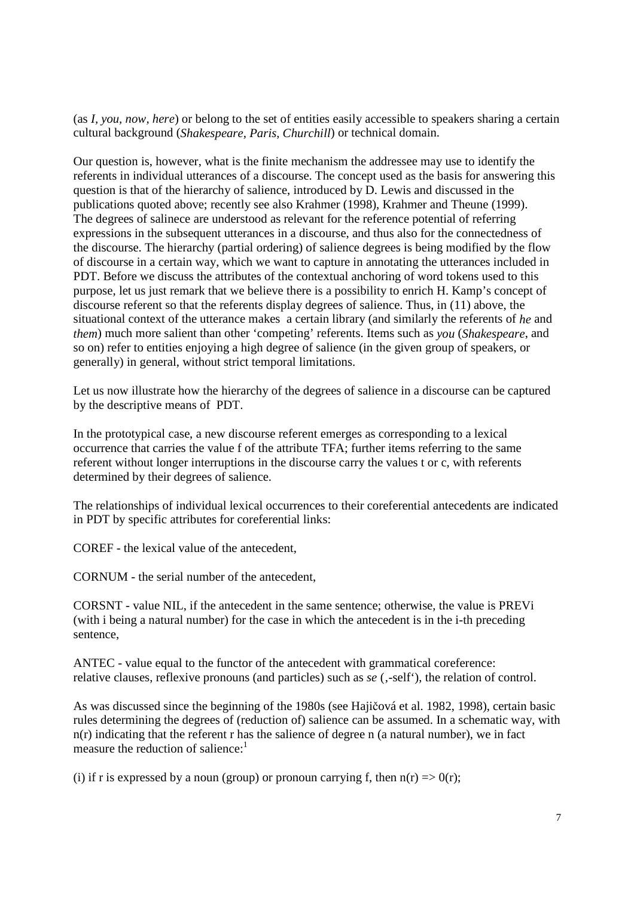(as *I, you, now, here*) or belong to the set of entities easily accessible to speakers sharing a certain cultural background (*Shakespeare, Paris, Churchill*) or technical domain.

Our question is, however, what is the finite mechanism the addressee may use to identify the referents in individual utterances of a discourse. The concept used as the basis for answering this question is that of the hierarchy of salience, introduced by D. Lewis and discussed in the publications quoted above; recently see also Krahmer (1998), Krahmer and Theune (1999). The degrees of salinece are understood as relevant for the reference potential of referring expressions in the subsequent utterances in a discourse, and thus also for the connectedness of the discourse. The hierarchy (partial ordering) of salience degrees is being modified by the flow of discourse in a certain way, which we want to capture in annotating the utterances included in PDT. Before we discuss the attributes of the contextual anchoring of word tokens used to this purpose, let us just remark that we believe there is a possibility to enrich H. Kamp's concept of discourse referent so that the referents display degrees of salience. Thus, in (11) above, the situational context of the utterance makes a certain library (and similarly the referents of *he* and *them*) much more salient than other 'competing' referents. Items such as *you* (*Shakespeare*, and so on) refer to entities enjoying a high degree of salience (in the given group of speakers, or generally) in general, without strict temporal limitations.

Let us now illustrate how the hierarchy of the degrees of salience in a discourse can be captured by the descriptive means of PDT.

In the prototypical case, a new discourse referent emerges as corresponding to a lexical occurrence that carries the value f of the attribute TFA; further items referring to the same referent without longer interruptions in the discourse carry the values t or c, with referents determined by their degrees of salience.

The relationships of individual lexical occurrences to their coreferential antecedents are indicated in PDT by specific attributes for coreferential links:

COREF - the lexical value of the antecedent,

CORNUM - the serial number of the antecedent,

CORSNT - value NIL, if the antecedent in the same sentence; otherwise, the value is PREVi (with i being a natural number) for the case in which the antecedent is in the i-th preceding sentence,

ANTEC - value equal to the functor of the antecedent with grammatical coreference: relative clauses, reflexive pronouns (and particles) such as *se* (‚-self'), the relation of control.

As was discussed since the beginning of the 1980s (see Hajičová et al. 1982, 1998), certain basic rules determining the degrees of (reduction of) salience can be assumed. In a schematic way, with n(r) indicating that the referent r has the salience of degree n (a natural number), we in fact measure the reduction of salience:[1]

(i) if r is expressed by a noun (group) or pronoun carrying f, then $n(r) \Rightarrow 0(r)$;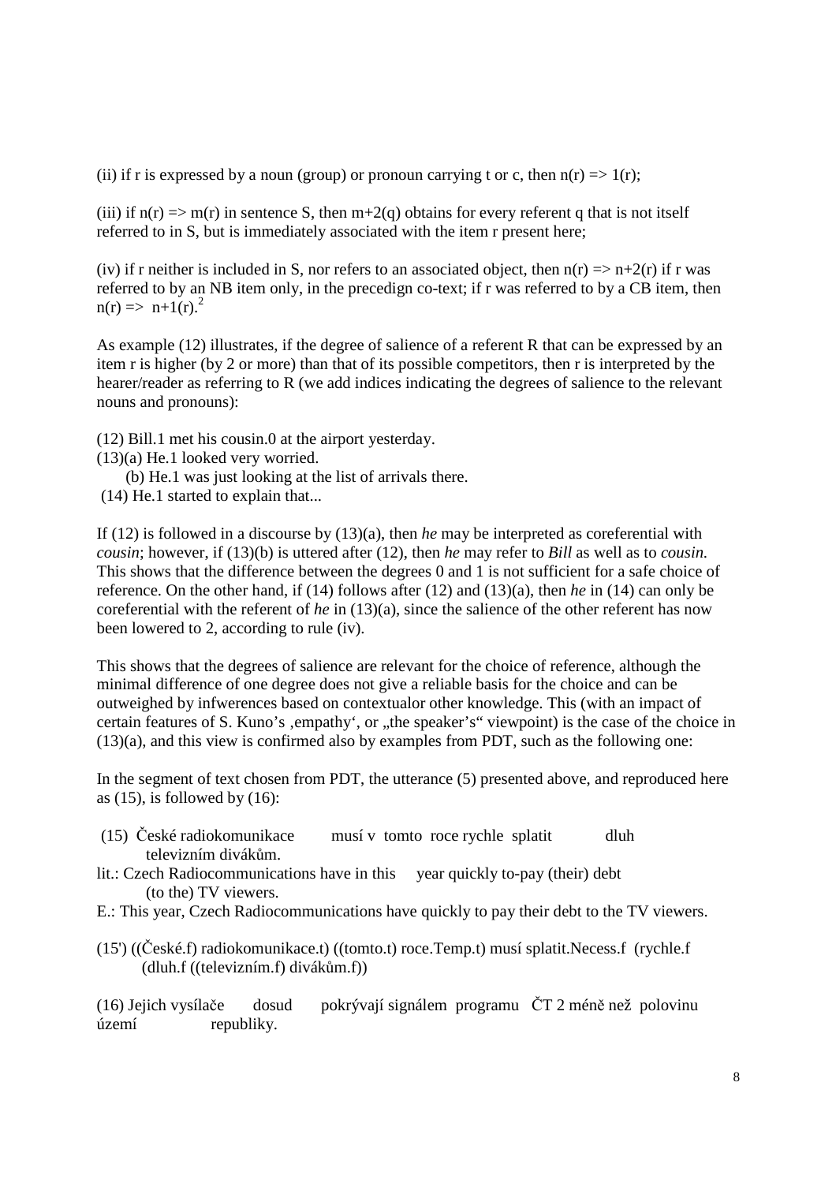(ii) if r is expressed by a noun (group) or pronoun carrying t or c, then n(r) => 1(r);

(iii) if n(r) => m(r) in sentence S, then m+2(q) obtains for every referent q that is not itself referred to in S, but is immediately associated with the item r present here;

(iv) if r neither is included in S, nor refers to an associated object, then n(r) => n+2(r) if r was referred to by an NB item only, in the precedign co-text; if r was referred to by a CB item, then n(r) => n+1(r).[2]

As example (12) illustrates, if the degree of salience of a referent R that can be expressed by an item r is higher (by 2 or more) than that of its possible competitors, then r is interpreted by the hearer/reader as referring to R (we add indices indicating the degrees of salience to the relevant nouns and pronouns):

(12) Bill.1 met his cousin.0 at the airport yesterday.
(13)(a) He.1 looked very worried.
(b) He.1 was just looking at the list of arrivals there.
(14) He.1 started to explain that...

If (12) is followed in a discourse by (13)(a), then *he* may be interpreted as coreferential with *cousin*; however, if (13)(b) is uttered after (12), then *he* may refer to *Bill* as well as to *cousin.* This shows that the difference between the degrees 0 and 1 is not sufficient for a safe choice of reference. On the other hand, if (14) follows after (12) and (13)(a), then *he* in (14) can only be coreferential with the referent of *he* in (13)(a), since the salience of the other referent has now been lowered to 2, according to rule (iv).

This shows that the degrees of salience are relevant for the choice of reference, although the minimal difference of one degree does not give a reliable basis for the choice and can be outweighed by infwerences based on contextualor other knowledge. This (with an impact of certain features of S. Kuno's ‚empathy', or „the speaker's" viewpoint) is the case of the choice in (13)(a), and this view is confirmed also by examples from PDT, such as the following one:

In the segment of text chosen from PDT, the utterance (5) presented above, and reproduced here as (15), is followed by (16):

(15) České radiokomunikace musí v tomto roce rychle splatit dluh televizním divákům.
lit.: Czech Radiocommunications have in this year quickly to-pay (their) debt (to the) TV viewers.
E.: This year, Czech Radiocommunications have quickly to pay their debt to the TV viewers.

(15') ((České.f) radiokomunikace.t) ((tomto.t) roce.Temp.t) musí splatit.Necess.f (rychle.f (dluh.f ((televizním.f) divákům.f))

(16) Jejich vysílače dosud pokrývají signálem programu ČT 2 méně než polovinu území republiky.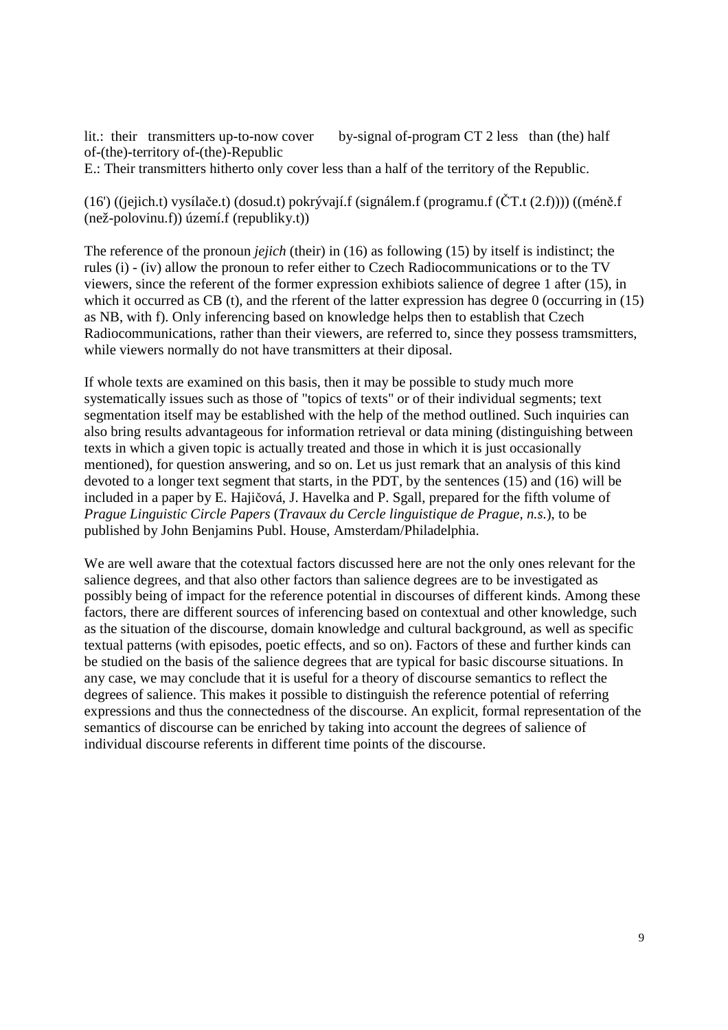lit.: their transmitters up-to-now cover by-signal of-program CT 2 less than (the) half of-(the)-territory of-(the)-Republic

E.: Their transmitters hitherto only cover less than a half of the territory of the Republic.

(16') ((jejich.t) vysílače.t) (dosud.t) pokrývají.f (signálem.f (programu.f (ČT.t (2.f)))) ((méně.f (než-polovinu.f)) území.f (republiky.t))

The reference of the pronoun *jejich* (their) in (16) as following (15) by itself is indistinct; the rules (i) - (iv) allow the pronoun to refer either to Czech Radiocommunications or to the TV viewers, since the referent of the former expression exhibiots salience of degree 1 after (15), in which it occurred as CB (t), and the rferent of the latter expression has degree 0 (occurring in (15) as NB, with f). Only inferencing based on knowledge helps then to establish that Czech Radiocommunications, rather than their viewers, are referred to, since they possess tramsmitters, while viewers normally do not have transmitters at their diposal.

If whole texts are examined on this basis, then it may be possible to study much more systematically issues such as those of "topics of texts" or of their individual segments; text segmentation itself may be established with the help of the method outlined. Such inquiries can also bring results advantageous for information retrieval or data mining (distinguishing between texts in which a given topic is actually treated and those in which it is just occasionally mentioned), for question answering, and so on. Let us just remark that an analysis of this kind devoted to a longer text segment that starts, in the PDT, by the sentences (15) and (16) will be included in a paper by E. Hajičová, J. Havelka and P. Sgall, prepared for the fifth volume of *Prague Linguistic Circle Papers* (*Travaux du Cercle linguistique de Prague, n.s.*), to be published by John Benjamins Publ. House, Amsterdam/Philadelphia.

We are well aware that the cotextual factors discussed here are not the only ones relevant for the salience degrees, and that also other factors than salience degrees are to be investigated as possibly being of impact for the reference potential in discourses of different kinds. Among these factors, there are different sources of inferencing based on contextual and other knowledge, such as the situation of the discourse, domain knowledge and cultural background, as well as specific textual patterns (with episodes, poetic effects, and so on). Factors of these and further kinds can be studied on the basis of the salience degrees that are typical for basic discourse situations. In any case, we may conclude that it is useful for a theory of discourse semantics to reflect the degrees of salience. This makes it possible to distinguish the reference potential of referring expressions and thus the connectedness of the discourse. An explicit, formal representation of the semantics of discourse can be enriched by taking into account the degrees of salience of individual discourse referents in different time points of the discourse.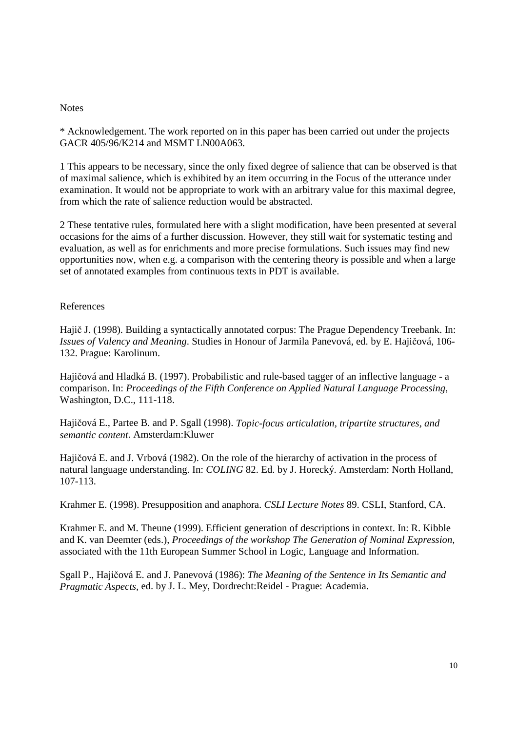## Notes

* Acknowledgement. The work reported on in this paper has been carried out under the projects GACR 405/96/K214 and MSMT LN00A063.

1 This appears to be necessary, since the only fixed degree of salience that can be observed is that of maximal salience, which is exhibited by an item occurring in the Focus of the utterance under examination. It would not be appropriate to work with an arbitrary value for this maximal degree, from which the rate of salience reduction would be abstracted.

2 These tentative rules, formulated here with a slight modification, have been presented at several occasions for the aims of a further discussion. However, they still wait for systematic testing and evaluation, as well as for enrichments and more precise formulations. Such issues may find new opportunities now, when e.g. a comparison with the centering theory is possible and when a large set of annotated examples from continuous texts in PDT is available.

## References

Hajič J. (1998). Building a syntactically annotated corpus: The Prague Dependency Treebank. In: *Issues of Valency and Meaning*. Studies in Honour of Jarmila Panevová, ed. by E. Hajičová, 106-132. Prague: Karolinum.

Hajičová and Hladká B. (1997). Probabilistic and rule-based tagger of an inflective language - a comparison. In: *Proceedings of the Fifth Conference on Applied Natural Language Processing*, Washington, D.C., 111-118.

Hajičová E., Partee B. and P. Sgall (1998). *Topic-focus articulation, tripartite structures, and semantic content*. Amsterdam:Kluwer

Hajičová E. and J. Vrbová (1982). On the role of the hierarchy of activation in the process of natural language understanding. In: *COLING* 82. Ed. by J. Horecký. Amsterdam: North Holland, 107-113.

Krahmer E. (1998). Presupposition and anaphora. *CSLI Lecture Notes* 89. CSLI, Stanford, CA.

Krahmer E. and M. Theune (1999). Efficient generation of descriptions in context. In: R. Kibble and K. van Deemter (eds.), *Proceedings of the workshop The Generation of Nominal Expression*, associated with the 11th European Summer School in Logic, Language and Information.

Sgall P., Hajičová E. and J. Panevová (1986): *The Meaning of the Sentence in Its Semantic and Pragmatic Aspects*, ed. by J. L. Mey, Dordrecht:Reidel - Prague: Academia.